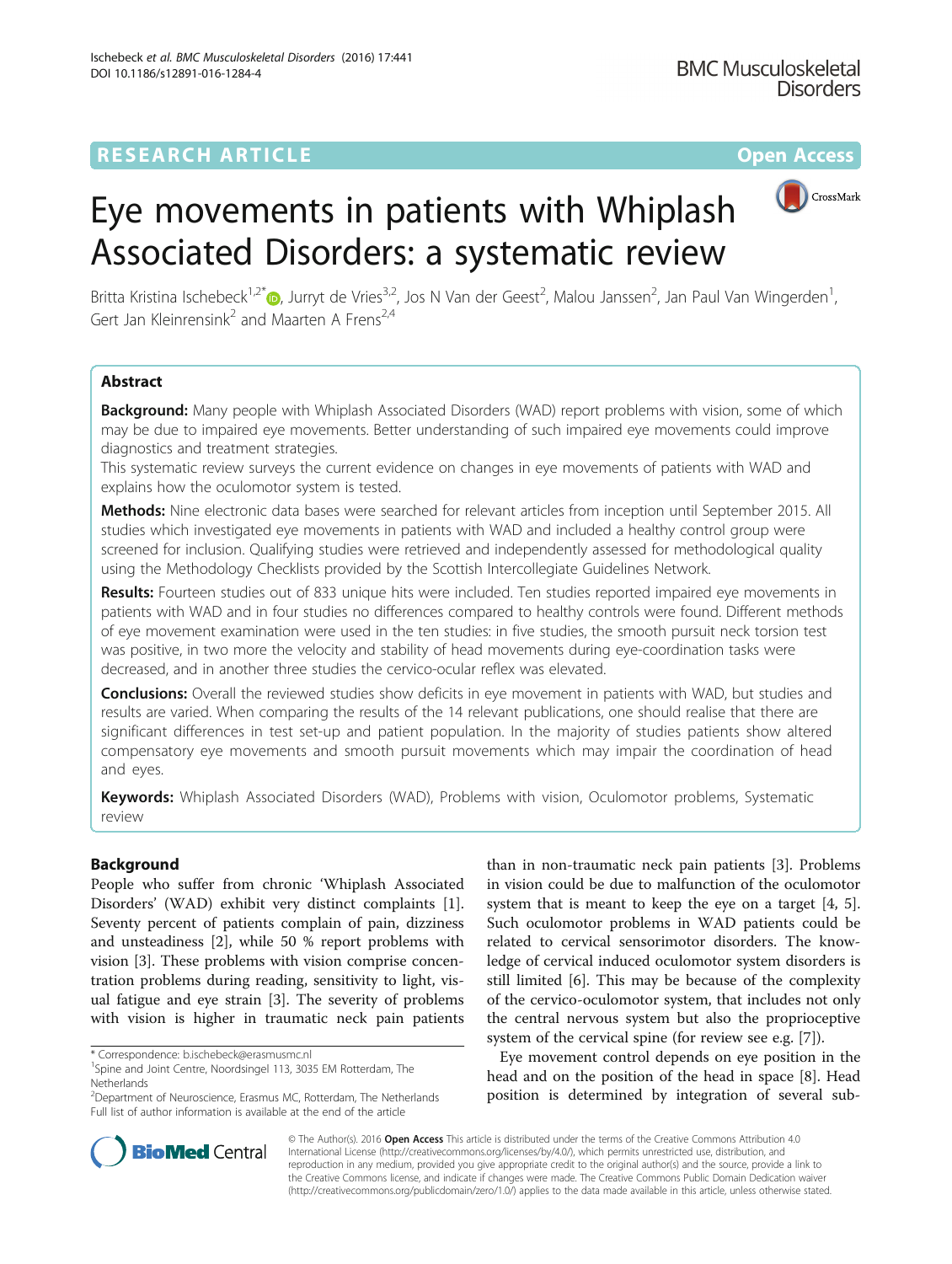RESEARCH ARTICLE Open Access

# Eye movements in patients with Whiplash Associated Disorders: a systematic review

Britta Kristina Ischebeck[1,2*], Jurryt de Vries[3,2], Jos N Van der Geest[2], Malou Janssen[2], Jan Paul Van Wingerden[1], Gert Jan Kleinrensink[2] and Maarten A Frens[2,4]

## Abstract

**Background:** Many people with Whiplash Associated Disorders (WAD) report problems with vision, some of which may be due to impaired eye movements. Better understanding of such impaired eye movements could improve diagnostics and treatment strategies.

This systematic review surveys the current evidence on changes in eye movements of patients with WAD and explains how the oculomotor system is tested.

**Methods:** Nine electronic data bases were searched for relevant articles from inception until September 2015. All studies which investigated eye movements in patients with WAD and included a healthy control group were screened for inclusion. Qualifying studies were retrieved and independently assessed for methodological quality using the Methodology Checklists provided by the Scottish Intercollegiate Guidelines Network.

**Results:** Fourteen studies out of 833 unique hits were included. Ten studies reported impaired eye movements in patients with WAD and in four studies no differences compared to healthy controls were found. Different methods of eye movement examination were used in the ten studies: in five studies, the smooth pursuit neck torsion test was positive, in two more the velocity and stability of head movements during eye-coordination tasks were decreased, and in another three studies the cervico-ocular reflex was elevated.

**Conclusions:** Overall the reviewed studies show deficits in eye movement in patients with WAD, but studies and results are varied. When comparing the results of the 14 relevant publications, one should realise that there are significant differences in test set-up and patient population. In the majority of studies patients show altered compensatory eye movements and smooth pursuit movements which may impair the coordination of head and eyes.

**Keywords:** Whiplash Associated Disorders (WAD), Problems with vision, Oculomotor problems, Systematic review

## Background

People who suffer from chronic 'Whiplash Associated Disorders' (WAD) exhibit very distinct complaints [1]. Seventy percent of patients complain of pain, dizziness and unsteadiness [2], while 50 % report problems with vision [3]. These problems with vision comprise concentration problems during reading, sensitivity to light, visual fatigue and eye strain [3]. The severity of problems with vision is higher in traumatic neck pain patients than in non-traumatic neck pain patients [3]. Problems in vision could be due to malfunction of the oculomotor system that is meant to keep the eye on a target [4, 5]. Such oculomotor problems in WAD patients could be related to cervical sensorimotor disorders. The knowledge of cervical induced oculomotor system disorders is still limited [6]. This may be because of the complexity of the cervico-oculomotor system, that includes not only the central nervous system but also the proprioceptive system of the cervical spine (for review see e.g. [7]).

Eye movement control depends on eye position in the head and on the position of the head in space [8]. Head position is determined by integration of several sub-

* Correspondence: b.ischebeck@erasmusmc.nl
[1]Spine and Joint Centre, Noordsingel 113, 3035 EM Rotterdam, The Netherlands
[2]Department of Neuroscience, Erasmus MC, Rotterdam, The Netherlands
Full list of author information is available at the end of the article

© The Author(s). 2016 **Open Access** This article is distributed under the terms of the Creative Commons Attribution 4.0 International License (http://creativecommons.org/licenses/by/4.0/), which permits unrestricted use, distribution, and reproduction in any medium, provided you give appropriate credit to the original author(s) and the source, provide a link to the Creative Commons license, and indicate if changes were made. The Creative Commons Public Domain Dedication waiver (http://creativecommons.org/publicdomain/zero/1.0/) applies to the data made available in this article, unless otherwise stated.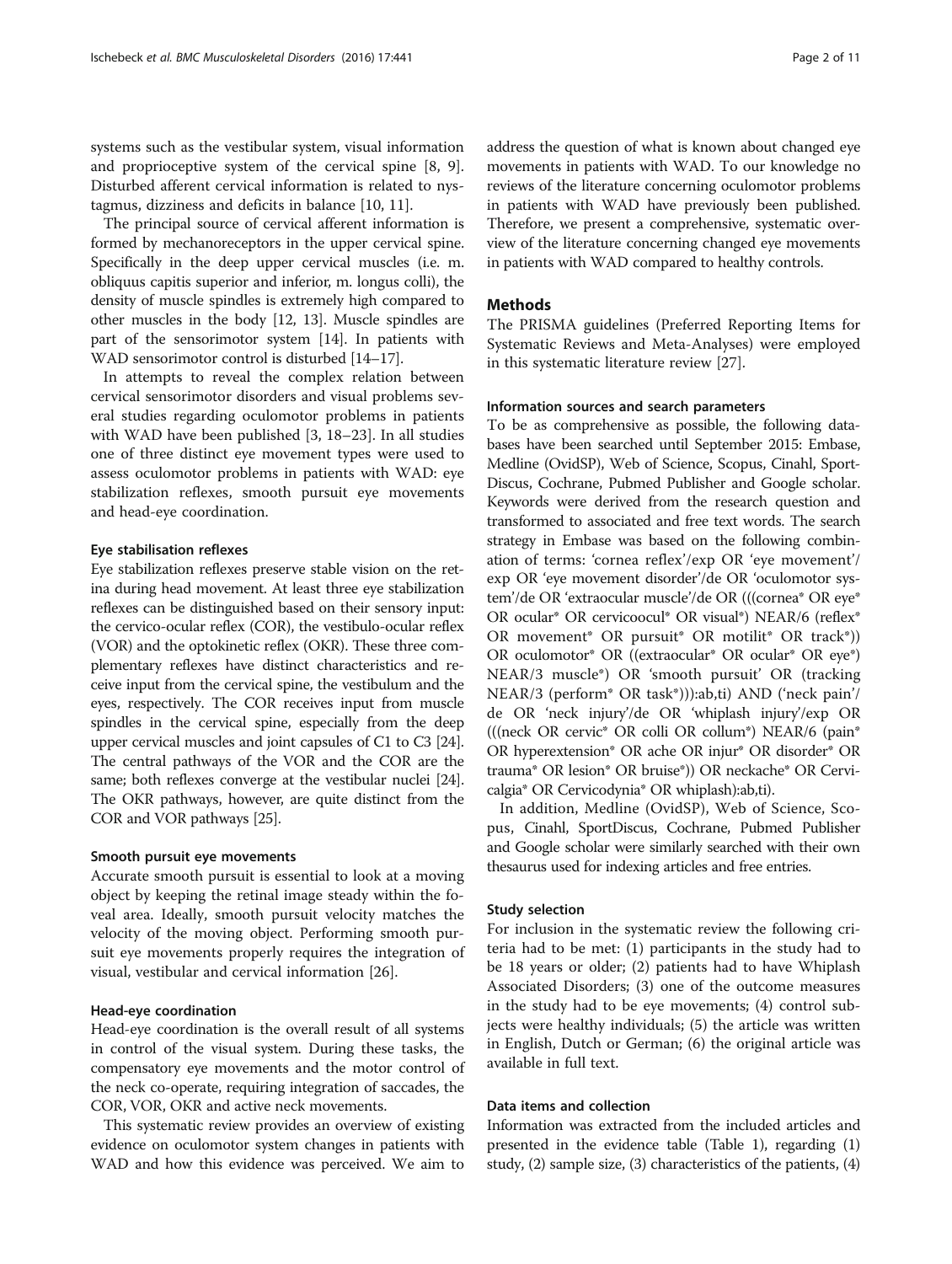systems such as the vestibular system, visual information and proprioceptive system of the cervical spine [8, 9]. Disturbed afferent cervical information is related to nystagmus, dizziness and deficits in balance [10, 11].

The principal source of cervical afferent information is formed by mechanoreceptors in the upper cervical spine. Specifically in the deep upper cervical muscles (i.e. m. obliquus capitis superior and inferior, m. longus colli), the density of muscle spindles is extremely high compared to other muscles in the body [12, 13]. Muscle spindles are part of the sensorimotor system [14]. In patients with WAD sensorimotor control is disturbed [14–17].

In attempts to reveal the complex relation between cervical sensorimotor disorders and visual problems several studies regarding oculomotor problems in patients with WAD have been published [3, 18–23]. In all studies one of three distinct eye movement types were used to assess oculomotor problems in patients with WAD: eye stabilization reflexes, smooth pursuit eye movements and head-eye coordination.

#### Eye stabilisation reflexes

Eye stabilization reflexes preserve stable vision on the retina during head movement. At least three eye stabilization reflexes can be distinguished based on their sensory input: the cervico-ocular reflex (COR), the vestibulo-ocular reflex (VOR) and the optokinetic reflex (OKR). These three complementary reflexes have distinct characteristics and receive input from the cervical spine, the vestibulum and the eyes, respectively. The COR receives input from muscle spindles in the cervical spine, especially from the deep upper cervical muscles and joint capsules of C1 to C3 [24]. The central pathways of the VOR and the COR are the same; both reflexes converge at the vestibular nuclei [24]. The OKR pathways, however, are quite distinct from the COR and VOR pathways [25].

#### Smooth pursuit eye movements

Accurate smooth pursuit is essential to look at a moving object by keeping the retinal image steady within the foveal area. Ideally, smooth pursuit velocity matches the velocity of the moving object. Performing smooth pursuit eye movements properly requires the integration of visual, vestibular and cervical information [26].

#### Head-eye coordination

Head-eye coordination is the overall result of all systems in control of the visual system. During these tasks, the compensatory eye movements and the motor control of the neck co-operate, requiring integration of saccades, the COR, VOR, OKR and active neck movements.

This systematic review provides an overview of existing evidence on oculomotor system changes in patients with WAD and how this evidence was perceived. We aim to address the question of what is known about changed eye movements in patients with WAD. To our knowledge no reviews of the literature concerning oculomotor problems in patients with WAD have previously been published. Therefore, we present a comprehensive, systematic overview of the literature concerning changed eye movements in patients with WAD compared to healthy controls.

## Methods

The PRISMA guidelines (Preferred Reporting Items for Systematic Reviews and Meta-Analyses) were employed in this systematic literature review [27].

#### Information sources and search parameters

To be as comprehensive as possible, the following databases have been searched until September 2015: Embase, Medline (OvidSP), Web of Science, Scopus, Cinahl, SportDiscus, Cochrane, Pubmed Publisher and Google scholar. Keywords were derived from the research question and transformed to associated and free text words. The search strategy in Embase was based on the following combination of terms: 'cornea reflex'/exp OR 'eye movement'/exp OR 'eye movement disorder'/de OR 'oculomotor system'/de OR 'extraocular muscle'/de OR (((cornea* OR eye* OR ocular* OR cervicoocul* OR visual*) NEAR/6 (reflex* OR movement* OR pursuit* OR motilit* OR track*)) OR oculomotor* OR ((extraocular* OR ocular* OR eye*) NEAR/3 muscle*) OR 'smooth pursuit' OR (tracking NEAR/3 (perform* OR task*))):ab,ti) AND ('neck pain'/de OR 'neck injury'/de OR 'whiplash injury'/exp OR (((neck OR cervic* OR colli OR collum*) NEAR/6 (pain* OR hyperextension* OR ache OR injur* OR disorder* OR trauma* OR lesion* OR bruise*)) OR neckache* OR Cervicalgia* OR Cervicodynia* OR whiplash):ab,ti).

In addition, Medline (OvidSP), Web of Science, Scopus, Cinahl, SportDiscus, Cochrane, Pubmed Publisher and Google scholar were similarly searched with their own thesaurus used for indexing articles and free entries.

#### Study selection

For inclusion in the systematic review the following criteria had to be met: (1) participants in the study had to be 18 years or older; (2) patients had to have Whiplash Associated Disorders; (3) one of the outcome measures in the study had to be eye movements; (4) control subjects were healthy individuals; (5) the article was written in English, Dutch or German; (6) the original article was available in full text.

#### Data items and collection

Information was extracted from the included articles and presented in the evidence table (Table 1), regarding (1) study, (2) sample size, (3) characteristics of the patients, (4)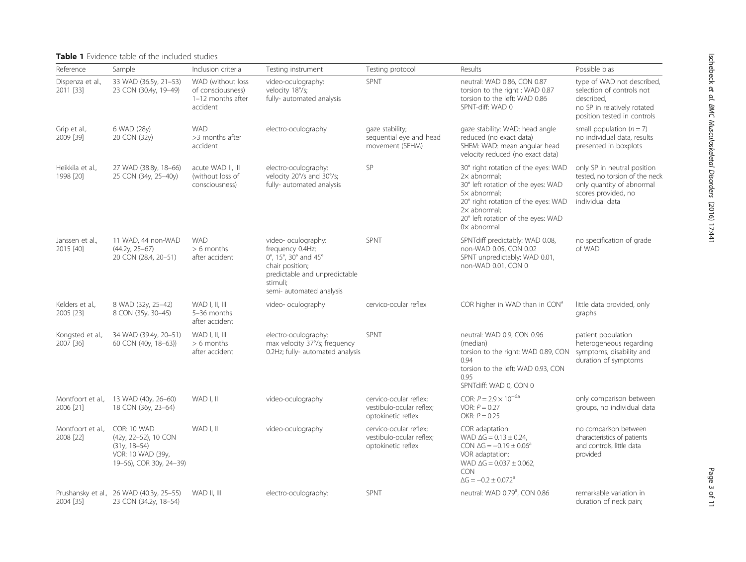**Table 1** Evidence table of the included studies

| Reference | Sample | Inclusion criteria | Testing instrument | Testing protocol | Results | Possible bias |
|---|---|---|---|---|---|---|
| Dispenza et al., 2011 [33] | 33 WAD (36.5y, 21–53) 23 CON (30.4y, 19–49) | WAD (without loss of consciousness) 1–12 months after accident | video-oculography: velocity 18°/s; fully- automated analysis | SPNT | neutral: WAD 0.86, CON 0.87 torsion to the right : WAD 0.87 torsion to the left: WAD 0.86 SPNT-diff: WAD 0 | type of WAD not described, selection of controls not described, no SP in relatively rotated position tested in controls |
| Grip et al., 2009 [39] | 6 WAD (28y) 20 CON (32y) | WAD >3 months after accident | electro-oculography | gaze stability; sequential eye and head movement (SEHM) | gaze stability: WAD: head angle reduced (no exact data) SHEM: WAD: mean angular head velocity reduced (no exact data) | small population ($n = 7$) no individual data, results presented in boxplots |
| Heikkila et al., 1998 [20] | 27 WAD (38.8y, 18–66) 25 CON (34y, 25–40y) | acute WAD II, III (without loss of consciousness) | electro-oculography: velocity 20°/s and 30°/s; fully- automated analysis | SP | 30° right rotation of the eyes: WAD 2× abnormal; 30° left rotation of the eyes: WAD 5× abnormal; 20° right rotation of the eyes: WAD 2× abnormal; 20° left rotation of the eyes: WAD 0× abnormal | only SP in neutral position tested, no torsion of the neck only quantity of abnormal scores provided, no individual data |
| Janssen et al., 2015 [40] | 11 WAD, 44 non-WAD (44.2y, 25–67) 20 CON (28.4, 20–51) | WAD > 6 months after accident | video- oculography: frequency 0.4Hz; 0°, 15°, 30° and 45° chair position; predictable and unpredictable stimuli; semi- automated analysis | SPNT | SPNTdiff predictably: WAD 0.08, non-WAD 0.05, CON 0.02 SPNT unpredictably: WAD 0.01, non-WAD 0.01, CON 0 | no specification of grade of WAD |
| Kelders et al., 2005 [23] | 8 WAD (32y, 25–42) 8 CON (35y, 30–45) | WAD I, II, III 5–36 months after accident | video- oculography | cervico-ocular reflex | COR higher in WAD than in CON[a] | little data provided, only graphs |
| Kongsted et al., 2007 [36] | 34 WAD (39.4y, 20–51) 60 CON (40y, 18–63)) | WAD I, II, III > 6 months after accident | electro-oculography: max velocity 37°/s; frequency 0.2Hz; fully- automated analysis | SPNT | neutral: WAD 0.9, CON 0.96 (median) torsion to the right: WAD 0.89, CON 0.94 torsion to the left: WAD 0.93, CON 0.95 SPNTdiff: WAD 0, CON 0 | patient population heterogeneous regarding symptoms, disability and duration of symptoms |
| Montfoort et al., 2006 [21] | 13 WAD (40y, 26–60) 18 CON (36y, 23–64) | WAD I, II | video-oculography | cervico-ocular reflex; vestibulo-ocular reflex; optokinetic reflex | COR: $P = 2.9 \times 10^{-6}$[a] VOR: $P = 0.27$ OKR: $P = 0.25$ | only comparison between groups, no individual data |
| Montfoort et al., 2008 [22] | COR: 10 WAD (42y, 22–52), 10 CON (31y, 18–54) VOR: 10 WAD (39y, 19–56), COR 30y, 24–39) | WAD I, II | video-oculography | cervico-ocular reflex; vestibulo-ocular reflex; optokinetic reflex | COR adaptation: WAD $\Delta G = 0.13 \pm 0.24$, CON $\Delta G = -0.19 \pm 0.06$[a] VOR adaptation: WAD $\Delta G = 0.037 \pm 0.062$, CON $\Delta G = -0.2 \pm 0.072$[a] | no comparison between characteristics of patients and controls, little data provided |
| Prushansky et al., 2004 [35] | 26 WAD (40.3y, 25–55) 23 CON (34.2y, 18–54) | WAD II, III | electro-oculography: | SPNT | neutral: WAD 0.79[a], CON 0.86 | remarkable variation in duration of neck pain; |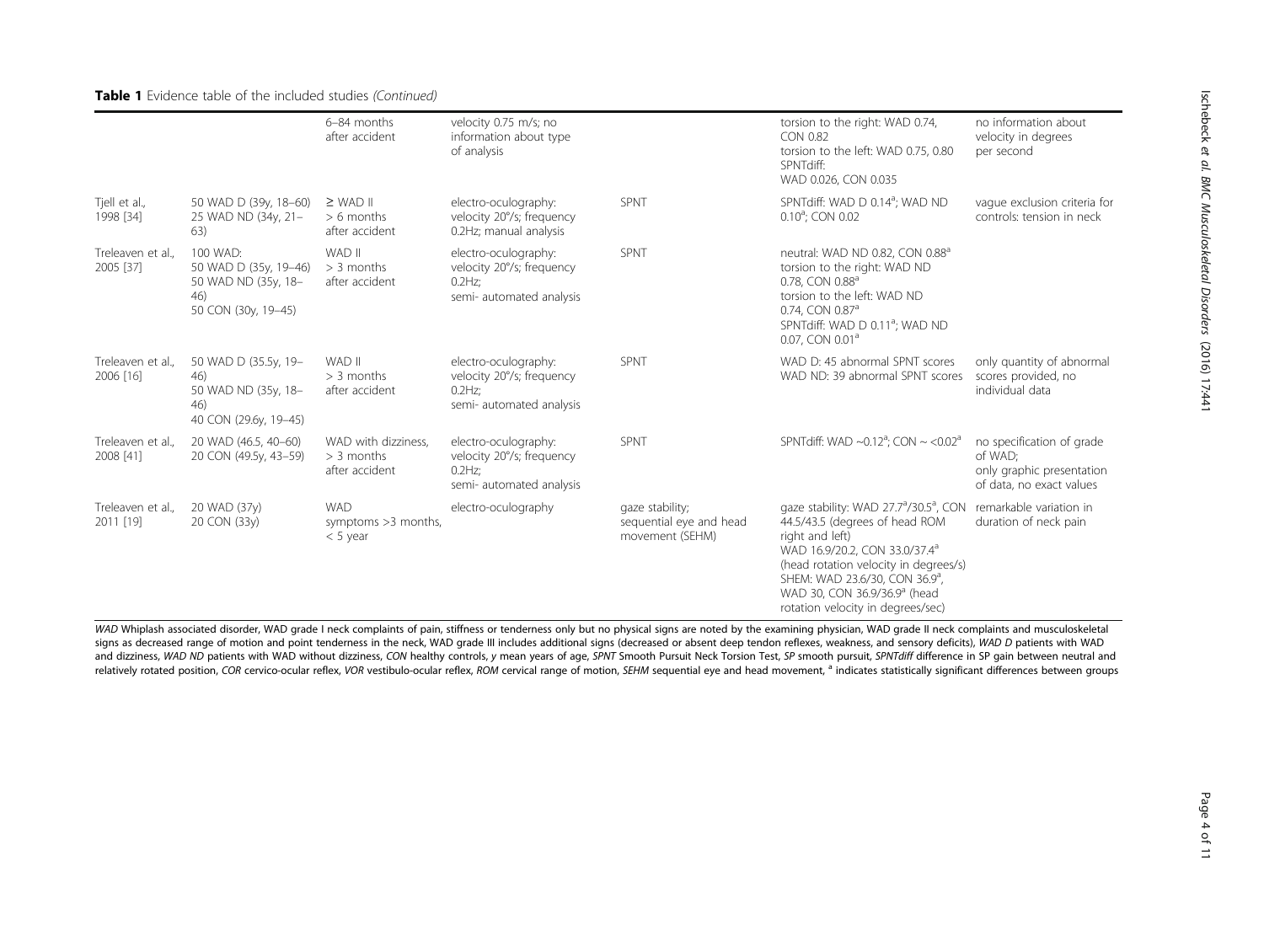**Table 1** Evidence table of the included studies *(Continued)*

| | | | | | | |
|---|---|---|---|---|---|---|
| | | 6–84 months after accident | velocity 0.75 m/s; no information about type of analysis | | torsion to the right: WAD 0.74, CON 0.82<br>torsion to the left: WAD 0.75, 0.80<br>SPNTdiff:<br>WAD 0.026, CON 0.035 | no information about velocity in degrees per second |
| Tjell et al., 1998 [34] | 50 WAD D (39y, 18–60)<br>25 WAD ND (34y, 21–63) | ≥ WAD II<br>> 6 months after accident | electro-oculography: velocity 20°/s; frequency 0.2Hz; manual analysis | SPNT | SPNTdiff: WAD D 0.14[a]; WAD ND 0.10[a]; CON 0.02 | vague exclusion criteria for controls: tension in neck |
| Treleaven et al., 2005 [37] | 100 WAD:<br>50 WAD D (35y, 19–46)<br>50 WAD ND (35y, 18–46)<br>50 CON (30y, 19–45) | WAD II<br>> 3 months after accident | electro-oculography: velocity 20°/s; frequency 0.2Hz; semi- automated analysis | SPNT | neutral: WAD ND 0.82, CON 0.88[a]<br>torsion to the right: WAD ND 0.78, CON 0.88[a]<br>torsion to the left: WAD ND 0.74, CON 0.87[a]<br>SPNTdiff: WAD D 0.11[a]; WAD ND 0.07, CON 0.01[a] | |
| Treleaven et al., 2006 [16] | 50 WAD D (35.5y, 19–46)<br>50 WAD ND (35y, 18–46)<br>40 CON (29.6y, 19–45) | WAD II<br>> 3 months after accident | electro-oculography: velocity 20°/s; frequency 0.2Hz; semi- automated analysis | SPNT | WAD D: 45 abnormal SPNT scores<br>WAD ND: 39 abnormal SPNT scores | only quantity of abnormal scores provided, no individual data |
| Treleaven et al., 2008 [41] | 20 WAD (46.5, 40–60)<br>20 CON (49.5y, 43–59) | WAD with dizziness, > 3 months after accident | electro-oculography: velocity 20°/s; frequency 0.2Hz; semi- automated analysis | SPNT | SPNTdiff: WAD ~0.12[a]; CON ~ <0.02[a] | no specification of grade of WAD; only graphic presentation of data, no exact values |
| Treleaven et al., 2011 [19] | 20 WAD (37y)<br>20 CON (33y) | WAD symptoms >3 months, < 5 year | electro-oculography | gaze stability; sequential eye and head movement (SEHM) | gaze stability: WAD 27.7[a]/30.5[a], CON 44.5/43.5 (degrees of head ROM right and left)<br>WAD 16.9/20.2, CON 33.0/37.4[a] (head rotation velocity in degrees/s)<br>SHEM: WAD 23.6/30, CON 36.9[a], WAD 30, CON 36.9/36.9[a] (head rotation velocity in degrees/sec) | remarkable variation in duration of neck pain |

*WAD* Whiplash associated disorder, WAD grade I neck complaints of pain, stiffness or tenderness only but no physical signs are noted by the examining physician, WAD grade II neck complaints and musculoskeletal signs as decreased range of motion and point tenderness in the neck, WAD grade III includes additional signs (decreased or absent deep tendon reflexes, weakness, and sensory deficits), *WAD D* patients with WAD and dizziness, *WAD ND* patients with WAD without dizziness, *CON* healthy controls, *y* mean years of age, *SPNT* Smooth Pursuit Neck Torsion Test, *SP* smooth pursuit, *SPNTdiff* difference in SP gain between neutral and relatively rotated position, *COR* cervico-ocular reflex, *VOR* vestibulo-ocular reflex, *ROM* cervical range of motion, *SEHM* sequential eye and head movement, [a] indicates statistically significant differences between groups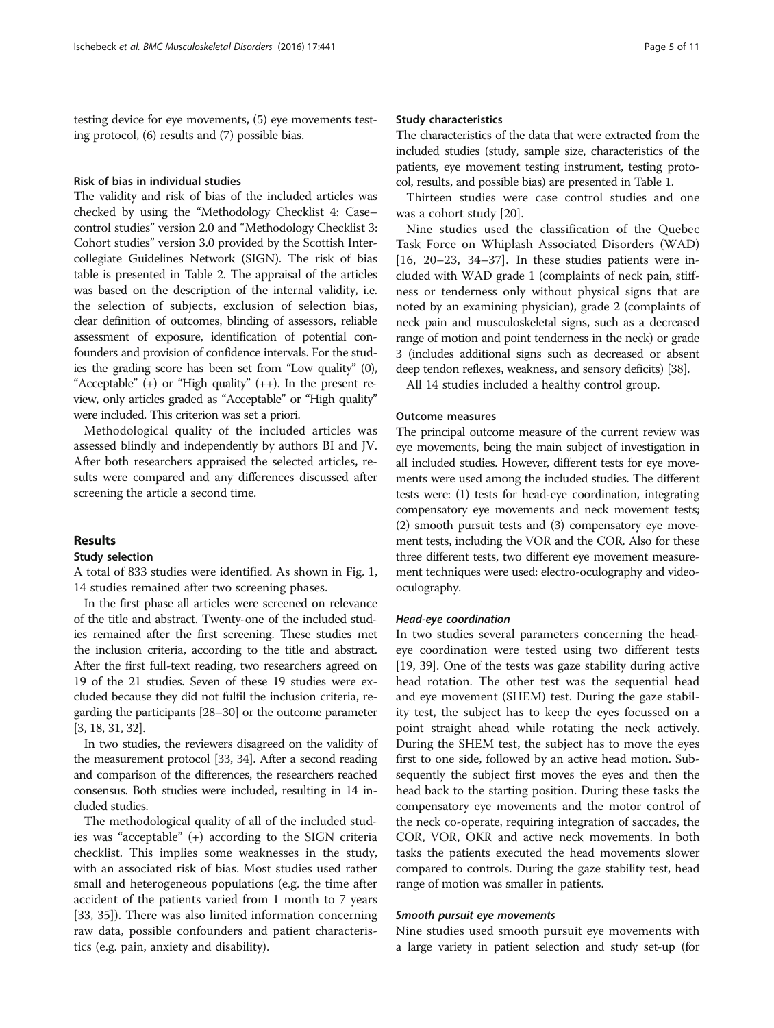testing device for eye movements, (5) eye movements testing protocol, (6) results and (7) possible bias.

### Risk of bias in individual studies

The validity and risk of bias of the included articles was checked by using the "Methodology Checklist 4: Case–control studies" version 2.0 and "Methodology Checklist 3: Cohort studies" version 3.0 provided by the Scottish Intercollegiate Guidelines Network (SIGN). The risk of bias table is presented in Table 2. The appraisal of the articles was based on the description of the internal validity, i.e. the selection of subjects, exclusion of selection bias, clear definition of outcomes, blinding of assessors, reliable assessment of exposure, identification of potential confounders and provision of confidence intervals. For the studies the grading score has been set from "Low quality" (0), "Acceptable" (+) or "High quality" (++). In the present review, only articles graded as "Acceptable" or "High quality" were included. This criterion was set a priori.

Methodological quality of the included articles was assessed blindly and independently by authors BI and JV. After both researchers appraised the selected articles, results were compared and any differences discussed after screening the article a second time.

## Results

### Study selection

A total of 833 studies were identified. As shown in Fig. 1, 14 studies remained after two screening phases.

In the first phase all articles were screened on relevance of the title and abstract. Twenty-one of the included studies remained after the first screening. These studies met the inclusion criteria, according to the title and abstract. After the first full-text reading, two researchers agreed on 19 of the 21 studies. Seven of these 19 studies were excluded because they did not fulfil the inclusion criteria, regarding the participants [28–30] or the outcome parameter [3, 18, 31, 32].

In two studies, the reviewers disagreed on the validity of the measurement protocol [33, 34]. After a second reading and comparison of the differences, the researchers reached consensus. Both studies were included, resulting in 14 included studies.

The methodological quality of all of the included studies was "acceptable" (+) according to the SIGN criteria checklist. This implies some weaknesses in the study, with an associated risk of bias. Most studies used rather small and heterogeneous populations (e.g. the time after accident of the patients varied from 1 month to 7 years [33, 35]). There was also limited information concerning raw data, possible confounders and patient characteristics (e.g. pain, anxiety and disability).

### Study characteristics

The characteristics of the data that were extracted from the included studies (study, sample size, characteristics of the patients, eye movement testing instrument, testing protocol, results, and possible bias) are presented in Table 1.

Thirteen studies were case control studies and one was a cohort study [20].

Nine studies used the classification of the Quebec Task Force on Whiplash Associated Disorders (WAD) [16, 20–23, 34–37]. In these studies patients were included with WAD grade 1 (complaints of neck pain, stiffness or tenderness only without physical signs that are noted by an examining physician), grade 2 (complaints of neck pain and musculoskeletal signs, such as a decreased range of motion and point tenderness in the neck) or grade 3 (includes additional signs such as decreased or absent deep tendon reflexes, weakness, and sensory deficits) [38].

All 14 studies included a healthy control group.

### Outcome measures

The principal outcome measure of the current review was eye movements, being the main subject of investigation in all included studies. However, different tests for eye movements were used among the included studies. The different tests were: (1) tests for head-eye coordination, integrating compensatory eye movements and neck movement tests; (2) smooth pursuit tests and (3) compensatory eye movement tests, including the VOR and the COR. Also for these three different tests, two different eye movement measurement techniques were used: electro-oculography and video-oculography.

#### *Head-eye coordination*

In two studies several parameters concerning the head-eye coordination were tested using two different tests [19, 39]. One of the tests was gaze stability during active head rotation. The other test was the sequential head and eye movement (SHEM) test. During the gaze stability test, the subject has to keep the eyes focussed on a point straight ahead while rotating the neck actively. During the SHEM test, the subject has to move the eyes first to one side, followed by an active head motion. Subsequently the subject first moves the eyes and then the head back to the starting position. During these tasks the compensatory eye movements and the motor control of the neck co-operate, requiring integration of saccades, the COR, VOR, OKR and active neck movements. In both tasks the patients executed the head movements slower compared to controls. During the gaze stability test, head range of motion was smaller in patients.

#### *Smooth pursuit eye movements*

Nine studies used smooth pursuit eye movements with a large variety in patient selection and study set-up (for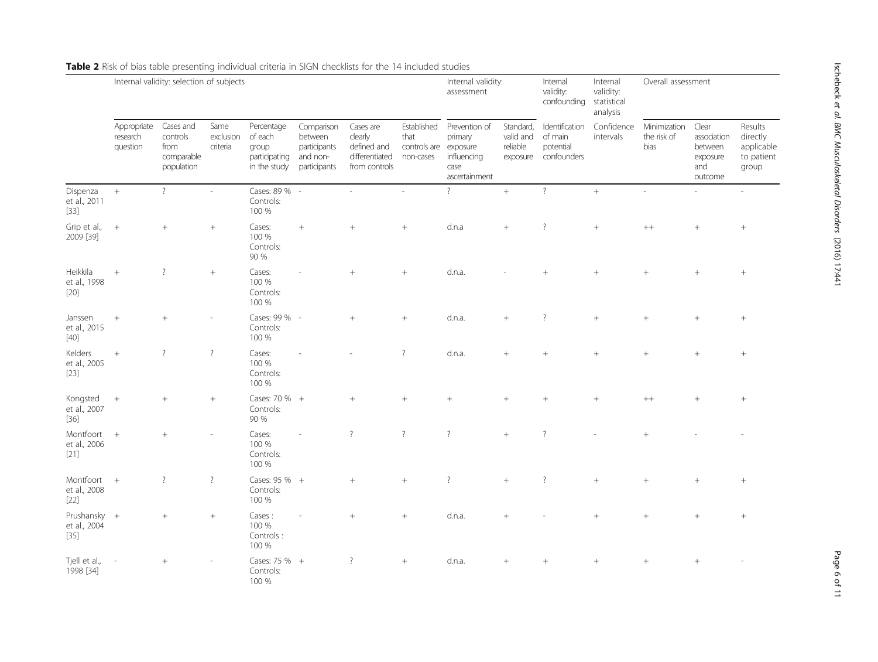**Table 2** Risk of bias table presenting individual criteria in SIGN checklists for the 14 included studies

| | Internal validity: selection of subjects | | | | | | | Internal validity: assessment | | Internal validity: confounding | Internal validity: statistical analysis | Overall assessment | | |
|---|---|---|---|---|---|---|---|---|---|---|---|---|---|---|
| | Appropriate research question | Cases and controls from comparable population | Same exclusion criteria | Percentage of each group participating in the study | Comparison between participants and non-participants | Cases are clearly defined and differentiated from controls | Established that controls are non-cases | Prevention of primary exposure influencing case ascertainment | Standard, valid and reliable exposure | Identification of main potential confounders | Confidence intervals | Minimization the risk of bias | Clear association between exposure and outcome | Results directly applicable to patient group |
| Dispenza et al., 2011 [33] | + | ? | - | Cases: 89 % Controls: 100 % | - | - | - | ? | + | ? | + | - | - | - |
| Grip et al., 2009 [39] | + | + | + | Cases: 100 % Controls: 90 % | + | + | + | d.n.a | + | ? | + | ++ | + | + |
| Heikkila et al., 1998 [20] | + | ? | + | Cases: 100 % Controls: 100 % | - | + | + | d.n.a. | - | + | + | + | + | + |
| Janssen et al., 2015 [40] | + | + | - | Cases: 99 % Controls: 100 % | - | + | + | d.n.a. | + | ? | + | + | + | + |
| Kelders et al., 2005 [23] | + | ? | ? | Cases: 100 % Controls: 100 % | - | - | ? | d.n.a. | + | + | + | + | + | + |
| Kongsted et al., 2007 [36] | + | + | + | Cases: 70 % Controls: 90 % | + | + | + | + | + | + | + | ++ | + | + |
| Montfoort et al., 2006 [21] | + | + | - | Cases: 100 % Controls: 100 % | - | ? | ? | ? | + | ? | - | + | - | - |
| Montfoort et al., 2008 [22] | + | ? | ? | Cases: 95 % Controls: 100 % | + | + | + | ? | + | ? | + | + | + | + |
| Prushansky et al., 2004 [35] | + | + | + | Cases : 100 % Controls : 100 % | - | + | + | d.n.a. | + | - | + | + | + | + |
| Tjell et al., 1998 [34] | - | + | - | Cases: 75 % Controls: 100 % | + | ? | + | d.n.a. | + | + | + | + | + | - |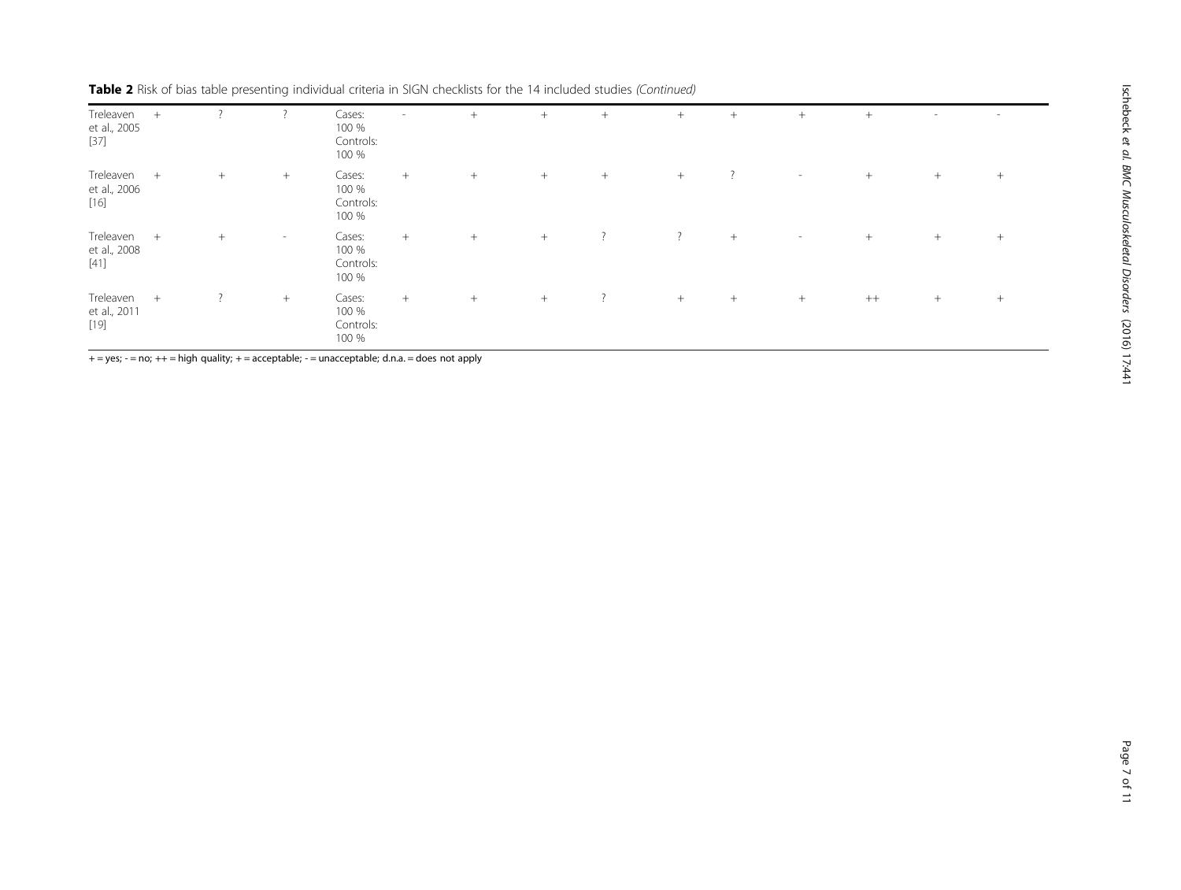**Table 2** Risk of bias table presenting individual criteria in SIGN checklists for the 14 included studies *(Continued)*

| | | | | | | | | | | | | | | |
|---|---|---|---|---|---|---|---|---|---|---|---|---|---|---|
| Treleaven et al., 2005 [37] | + | ? | ? | Cases: 100 % Controls: 100 % | - | + | + | + | + | + | + | + | - | - |
| Treleaven et al., 2006 [16] | + | + | + | Cases: 100 % Controls: 100 % | + | + | + | + | + | ? | - | + | + | + |
| Treleaven et al., 2008 [41] | + | + | - | Cases: 100 % Controls: 100 % | + | + | + | ? | ? | + | - | + | + | + |
| Treleaven et al., 2011 [19] | + | ? | + | Cases: 100 % Controls: 100 % | + | + | + | ? | + | + | + | ++ | + | + |

+ = yes; - = no; ++ = high quality; + = acceptable; - = unacceptable; d.n.a. = does not apply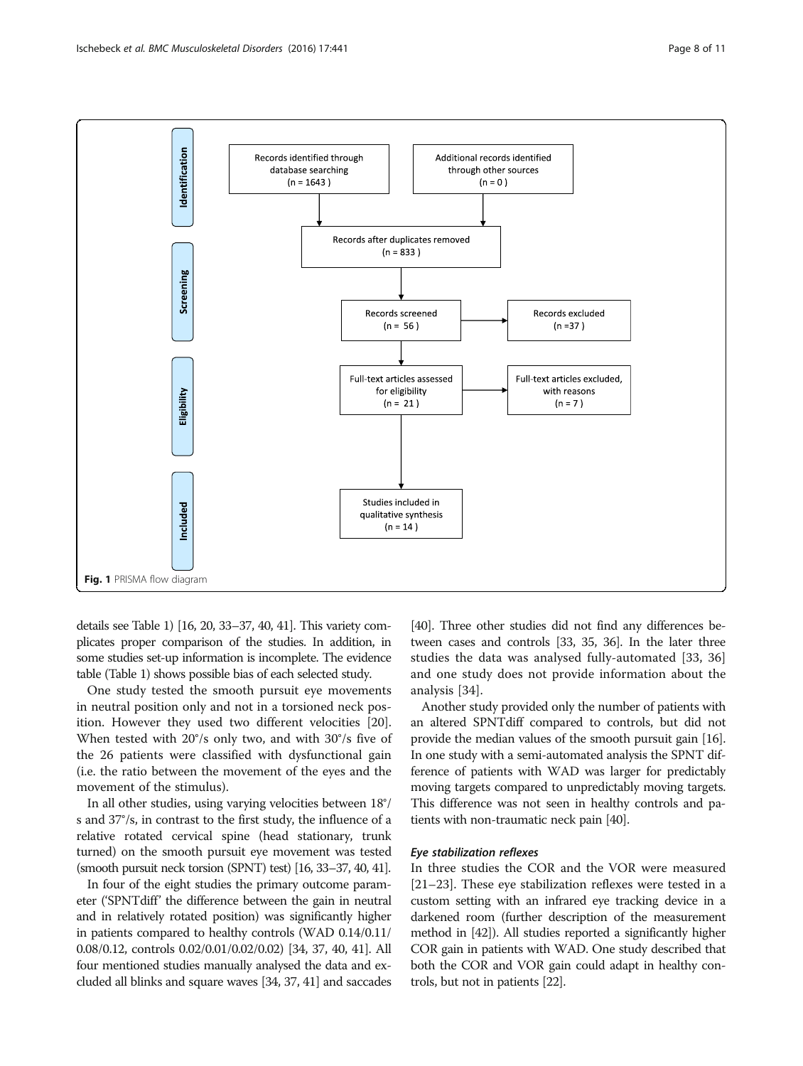Identification

Records identified through database searching (n = 1643 )

Additional records identified through other sources (n = 0 )

Records after duplicates removed (n = 833 )

Screening

Records screened (n = 56 )

Records excluded (n =37 )

Eligibility

Full-text articles assessed for eligibility (n = 21 )

Full-text articles excluded, with reasons (n = 7 )

Included

Studies included in qualitative synthesis (n = 14 )

**Fig. 1** PRISMA flow diagram

details see Table 1) [16, 20, 33–37, 40, 41]. This variety complicates proper comparison of the studies. In addition, in some studies set-up information is incomplete. The evidence table (Table 1) shows possible bias of each selected study.

One study tested the smooth pursuit eye movements in neutral position only and not in a torsioned neck position. However they used two different velocities [20]. When tested with 20°/s only two, and with 30°/s five of the 26 patients were classified with dysfunctional gain (i.e. the ratio between the movement of the eyes and the movement of the stimulus).

In all other studies, using varying velocities between 18°/s and 37°/s, in contrast to the first study, the influence of a relative rotated cervical spine (head stationary, trunk turned) on the smooth pursuit eye movement was tested (smooth pursuit neck torsion (SPNT) test) [16, 33–37, 40, 41].

In four of the eight studies the primary outcome parameter ('SPNTdiff' the difference between the gain in neutral and in relatively rotated position) was significantly higher in patients compared to healthy controls (WAD 0.14/0.11/0.08/0.12, controls 0.02/0.01/0.02/0.02) [34, 37, 40, 41]. All four mentioned studies manually analysed the data and excluded all blinks and square waves [34, 37, 41] and saccades [40]. Three other studies did not find any differences between cases and controls [33, 35, 36]. In the later three studies the data was analysed fully-automated [33, 36] and one study does not provide information about the analysis [34].

Another study provided only the number of patients with an altered SPNTdiff compared to controls, but did not provide the median values of the smooth pursuit gain [16]. In one study with a semi-automated analysis the SPNT difference of patients with WAD was larger for predictably moving targets compared to unpredictably moving targets. This difference was not seen in healthy controls and patients with non-traumatic neck pain [40].

### *Eye stabilization reflexes*

In three studies the COR and the VOR were measured [21–23]. These eye stabilization reflexes were tested in a custom setting with an infrared eye tracking device in a darkened room (further description of the measurement method in [42]). All studies reported a significantly higher COR gain in patients with WAD. One study described that both the COR and VOR gain could adapt in healthy controls, but not in patients [22].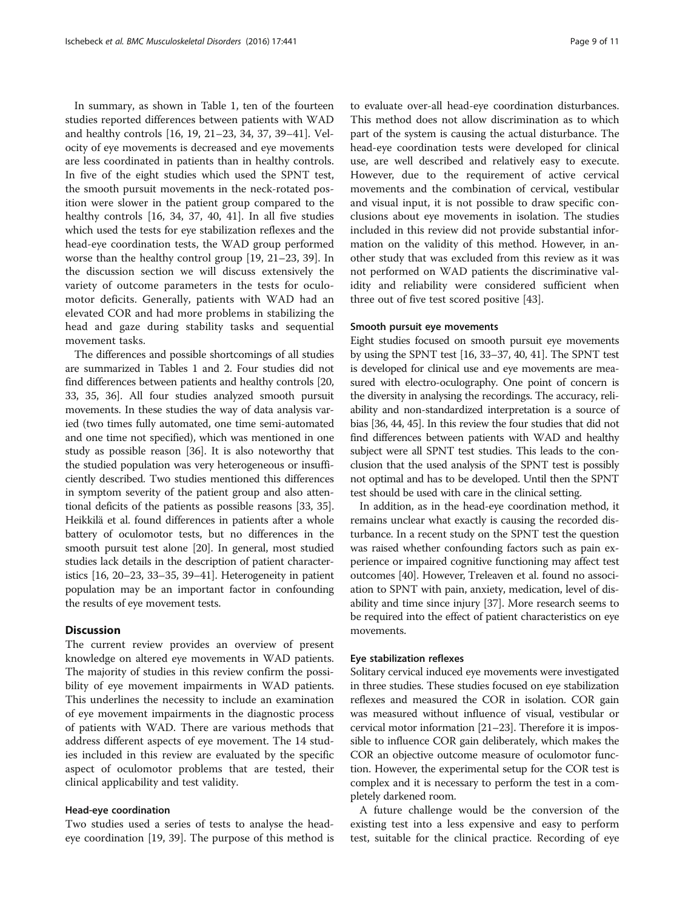In summary, as shown in Table 1, ten of the fourteen studies reported differences between patients with WAD and healthy controls [16, 19, 21–23, 34, 37, 39–41]. Velocity of eye movements is decreased and eye movements are less coordinated in patients than in healthy controls. In five of the eight studies which used the SPNT test, the smooth pursuit movements in the neck-rotated position were slower in the patient group compared to the healthy controls [16, 34, 37, 40, 41]. In all five studies which used the tests for eye stabilization reflexes and the head-eye coordination tests, the WAD group performed worse than the healthy control group [19, 21–23, 39]. In the discussion section we will discuss extensively the variety of outcome parameters in the tests for oculomotor deficits. Generally, patients with WAD had an elevated COR and had more problems in stabilizing the head and gaze during stability tasks and sequential movement tasks.

The differences and possible shortcomings of all studies are summarized in Tables 1 and 2. Four studies did not find differences between patients and healthy controls [20, 33, 35, 36]. All four studies analyzed smooth pursuit movements. In these studies the way of data analysis varied (two times fully automated, one time semi-automated and one time not specified), which was mentioned in one study as possible reason [36]. It is also noteworthy that the studied population was very heterogeneous or insufficiently described. Two studies mentioned this differences in symptom severity of the patient group and also attentional deficits of the patients as possible reasons [33, 35]. Heikkilä et al. found differences in patients after a whole battery of oculomotor tests, but no differences in the smooth pursuit test alone [20]. In general, most studied studies lack details in the description of patient characteristics [16, 20–23, 33–35, 39–41]. Heterogeneity in patient population may be an important factor in confounding the results of eye movement tests.

## Discussion

The current review provides an overview of present knowledge on altered eye movements in WAD patients. The majority of studies in this review confirm the possibility of eye movement impairments in WAD patients. This underlines the necessity to include an examination of eye movement impairments in the diagnostic process of patients with WAD. There are various methods that address different aspects of eye movement. The 14 studies included in this review are evaluated by the specific aspect of oculomotor problems that are tested, their clinical applicability and test validity.

### Head-eye coordination

Two studies used a series of tests to analyse the head-eye coordination [19, 39]. The purpose of this method is to evaluate over-all head-eye coordination disturbances. This method does not allow discrimination as to which part of the system is causing the actual disturbance. The head-eye coordination tests were developed for clinical use, are well described and relatively easy to execute. However, due to the requirement of active cervical movements and the combination of cervical, vestibular and visual input, it is not possible to draw specific conclusions about eye movements in isolation. The studies included in this review did not provide substantial information on the validity of this method. However, in another study that was excluded from this review as it was not performed on WAD patients the discriminative validity and reliability were considered sufficient when three out of five test scored positive [43].

### Smooth pursuit eye movements

Eight studies focused on smooth pursuit eye movements by using the SPNT test [16, 33–37, 40, 41]. The SPNT test is developed for clinical use and eye movements are measured with electro-oculography. One point of concern is the diversity in analysing the recordings. The accuracy, reliability and non-standardized interpretation is a source of bias [36, 44, 45]. In this review the four studies that did not find differences between patients with WAD and healthy subject were all SPNT test studies. This leads to the conclusion that the used analysis of the SPNT test is possibly not optimal and has to be developed. Until then the SPNT test should be used with care in the clinical setting.

In addition, as in the head-eye coordination method, it remains unclear what exactly is causing the recorded disturbance. In a recent study on the SPNT test the question was raised whether confounding factors such as pain experience or impaired cognitive functioning may affect test outcomes [40]. However, Treleaven et al. found no association to SPNT with pain, anxiety, medication, level of disability and time since injury [37]. More research seems to be required into the effect of patient characteristics on eye movements.

### Eye stabilization reflexes

Solitary cervical induced eye movements were investigated in three studies. These studies focused on eye stabilization reflexes and measured the COR in isolation. COR gain was measured without influence of visual, vestibular or cervical motor information [21–23]. Therefore it is impossible to influence COR gain deliberately, which makes the COR an objective outcome measure of oculomotor function. However, the experimental setup for the COR test is complex and it is necessary to perform the test in a completely darkened room.

A future challenge would be the conversion of the existing test into a less expensive and easy to perform test, suitable for the clinical practice. Recording of eye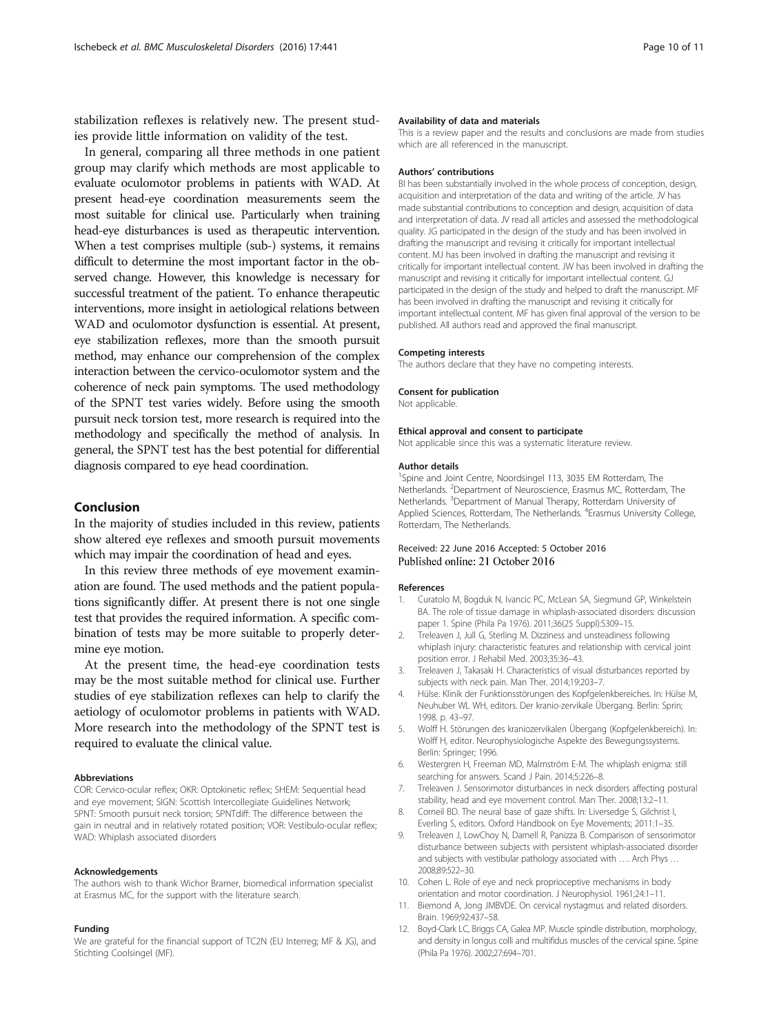stabilization reflexes is relatively new. The present studies provide little information on validity of the test.

In general, comparing all three methods in one patient group may clarify which methods are most applicable to evaluate oculomotor problems in patients with WAD. At present head-eye coordination measurements seem the most suitable for clinical use. Particularly when training head-eye disturbances is used as therapeutic intervention. When a test comprises multiple (sub-) systems, it remains difficult to determine the most important factor in the observed change. However, this knowledge is necessary for successful treatment of the patient. To enhance therapeutic interventions, more insight in aetiological relations between WAD and oculomotor dysfunction is essential. At present, eye stabilization reflexes, more than the smooth pursuit method, may enhance our comprehension of the complex interaction between the cervico-oculomotor system and the coherence of neck pain symptoms. The used methodology of the SPNT test varies widely. Before using the smooth pursuit neck torsion test, more research is required into the methodology and specifically the method of analysis. In general, the SPNT test has the best potential for differential diagnosis compared to eye head coordination.

## Conclusion

In the majority of studies included in this review, patients show altered eye reflexes and smooth pursuit movements which may impair the coordination of head and eyes.

In this review three methods of eye movement examination are found. The used methods and the patient populations significantly differ. At present there is not one single test that provides the required information. A specific combination of tests may be more suitable to properly determine eye motion.

At the present time, the head-eye coordination tests may be the most suitable method for clinical use. Further studies of eye stabilization reflexes can help to clarify the aetiology of oculomotor problems in patients with WAD. More research into the methodology of the SPNT test is required to evaluate the clinical value.

#### Abbreviations

COR: Cervico-ocular reflex; OKR: Optokinetic reflex; SHEM: Sequential head and eye movement; SIGN: Scottish Intercollegiate Guidelines Network; SPNT: Smooth pursuit neck torsion; SPNTdiff: The difference between the gain in neutral and in relatively rotated position; VOR: Vestibulo-ocular reflex; WAD: Whiplash associated disorders

#### Acknowledgements

The authors wish to thank Wichor Bramer, biomedical information specialist at Erasmus MC, for the support with the literature search.

#### Funding

We are grateful for the financial support of TC2N (EU Interreg; MF & JG), and Stichting Coolsingel (MF).

#### Availability of data and materials

This is a review paper and the results and conclusions are made from studies which are all referenced in the manuscript.

#### Authors' contributions

BI has been substantially involved in the whole process of conception, design, acquisition and interpretation of the data and writing of the article. JV has made substantial contributions to conception and design, acquisition of data and interpretation of data. JV read all articles and assessed the methodological quality. JG participated in the design of the study and has been involved in drafting the manuscript and revising it critically for important intellectual content. MJ has been involved in drafting the manuscript and revising it critically for important intellectual content. JW has been involved in drafting the manuscript and revising it critically for important intellectual content. GJ participated in the design of the study and helped to draft the manuscript. MF has been involved in drafting the manuscript and revising it critically for important intellectual content. MF has given final approval of the version to be published. All authors read and approved the final manuscript.

#### Competing interests

The authors declare that they have no competing interests.

#### Consent for publication

Not applicable.

#### Ethical approval and consent to participate

Not applicable since this was a systematic literature review.

#### Author details

[1]Spine and Joint Centre, Noordsingel 113, 3035 EM Rotterdam, The Netherlands. [2]Department of Neuroscience, Erasmus MC, Rotterdam, The Netherlands. [3]Department of Manual Therapy, Rotterdam University of Applied Sciences, Rotterdam, The Netherlands. [4]Erasmus University College, Rotterdam, The Netherlands.

Received: 22 June 2016 Accepted: 5 October 2016
Published online: 21 October 2016

#### References

1. Curatolo M, Bogduk N, Ivancic PC, McLean SA, Siegmund GP, Winkelstein BA. The role of tissue damage in whiplash-associated disorders: discussion paper 1. Spine (Phila Pa 1976). 2011;36(25 Suppl):S309–15.
2. Treleaven J, Jull G, Sterling M. Dizziness and unsteadiness following whiplash injury: characteristic features and relationship with cervical joint position error. J Rehabil Med. 2003;35:36–43.
3. Treleaven J, Takasaki H. Characteristics of visual disturbances reported by subjects with neck pain. Man Ther. 2014;19:203–7.
4. Hülse. Klinik der Funktionsstörungen des Kopfgelenkbereiches. In: Hülse M, Neuhuber WL WH, editors. Der kranio-zervikale Übergang. Berlin: Sprin; 1998. p. 43–97.
5. Wolff H. Störungen des kraniozervikalen Übergang (Kopfgelenkbereich). In: Wolff H, editor. Neurophysiologische Aspekte des Bewegungssystems. Berlin: Springer; 1996.
6. Westergren H, Freeman MD, Malmström E-M. The whiplash enigma: still searching for answers. Scand J Pain. 2014;5:226–8.
7. Treleaven J. Sensorimotor disturbances in neck disorders affecting postural stability, head and eye movement control. Man Ther. 2008;13:2–11.
8. Corneil BD. The neural base of gaze shifts. In: Liversedge S, Gilchrist I, Everling S, editors. Oxford Handbook on Eye Movements; 2011:1–35.
9. Treleaven J, LowChoy N, Darnell R, Panizza B. Comparison of sensorimotor disturbance between subjects with persistent whiplash-associated disorder and subjects with vestibular pathology associated with …. Arch Phys … 2008;89:522–30.
10. Cohen L. Role of eye and neck proprioceptive mechanisms in body orientation and motor coordination. J Neurophysiol. 1961;24:1–11.
11. Biemond A, Jong JMBVDE. On cervical nystagmus and related disorders. Brain. 1969;92:437–58.
12. Boyd-Clark LC, Briggs CA, Galea MP. Muscle spindle distribution, morphology, and density in longus colli and multifidus muscles of the cervical spine. Spine (Phila Pa 1976). 2002;27:694–701.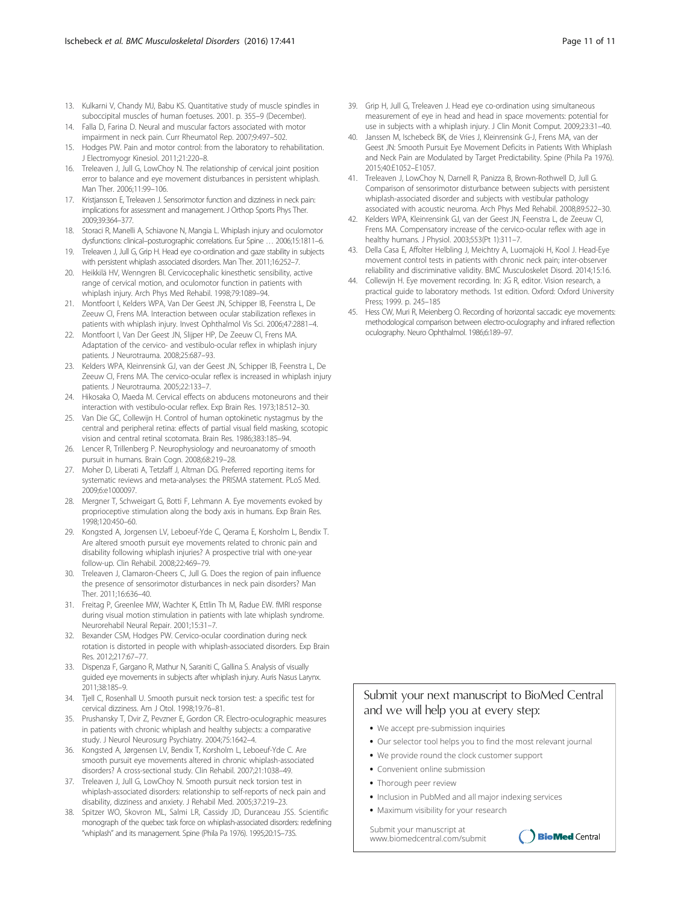13. Kulkarni V, Chandy MJ, Babu KS. Quantitative study of muscle spindles in suboccipital muscles of human foetuses. 2001. p. 355–9 (December).
14. Falla D, Farina D. Neural and muscular factors associated with motor impairment in neck pain. Curr Rheumatol Rep. 2007;9:497–502.
15. Hodges PW. Pain and motor control: from the laboratory to rehabilitation. J Electromyogr Kinesiol. 2011;21:220–8.
16. Treleaven J, Jull G, LowChoy N. The relationship of cervical joint position error to balance and eye movement disturbances in persistent whiplash. Man Ther. 2006;11:99–106.
17. Kristjansson E, Treleaven J. Sensorimotor function and dizziness in neck pain: implications for assessment and management. J Orthop Sports Phys Ther. 2009;39:364–377.
18. Storaci R, Manelli A, Schiavone N, Mangia L. Whiplash injury and oculomotor dysfunctions: clinical–posturographic correlations. Eur Spine … 2006;15:1811–6.
19. Treleaven J, Jull G, Grip H. Head eye co-ordination and gaze stability in subjects with persistent whiplash associated disorders. Man Ther. 2011;16:252–7.
20. Heikkilä HV, Wenngren BI. Cervicocephalic kinesthetic sensibility, active range of cervical motion, and oculomotor function in patients with whiplash injury. Arch Phys Med Rehabil. 1998;79:1089–94.
21. Montfoort I, Kelders WPA, Van Der Geest JN, Schipper IB, Feenstra L, De Zeeuw CI, Frens MA. Interaction between ocular stabilization reflexes in patients with whiplash injury. Invest Ophthalmol Vis Sci. 2006;47:2881–4.
22. Montfoort I, Van Der Geest JN, Slijper HP, De Zeeuw CI, Frens MA. Adaptation of the cervico- and vestibulo-ocular reflex in whiplash injury patients. J Neurotrauma. 2008;25:687–93.
23. Kelders WPA, Kleinrensink GJ, van der Geest JN, Schipper IB, Feenstra L, De Zeeuw CI, Frens MA. The cervico-ocular reflex is increased in whiplash injury patients. J Neurotrauma. 2005;22:133–7.
24. Hikosaka O, Maeda M. Cervical effects on abducens motoneurons and their interaction with vestibulo-ocular reflex. Exp Brain Res. 1973;18:512–30.
25. Van Die GC, Collewijn H. Control of human optokinetic nystagmus by the central and peripheral retina: effects of partial visual field masking, scotopic vision and central retinal scotomata. Brain Res. 1986;383:185–94.
26. Lencer R, Trillenberg P. Neurophysiology and neuroanatomy of smooth pursuit in humans. Brain Cogn. 2008;68:219–28.
27. Moher D, Liberati A, Tetzlaff J, Altman DG. Preferred reporting items for systematic reviews and meta-analyses: the PRISMA statement. PLoS Med. 2009;6:e1000097.
28. Mergner T, Schweigart G, Botti F, Lehmann A. Eye movements evoked by proprioceptive stimulation along the body axis in humans. Exp Brain Res. 1998;120:450–60.
29. Kongsted A, Jorgensen LV, Leboeuf-Yde C, Qerama E, Korsholm L, Bendix T. Are altered smooth pursuit eye movements related to chronic pain and disability following whiplash injuries? A prospective trial with one-year follow-up. Clin Rehabil. 2008;22:469–79.
30. Treleaven J, Clamaron-Cheers C, Jull G. Does the region of pain influence the presence of sensorimotor disturbances in neck pain disorders? Man Ther. 2011;16:636–40.
31. Freitag P, Greenlee MW, Wachter K, Ettlin Th M, Radue EW. fMRI response during visual motion stimulation in patients with late whiplash syndrome. Neurorehabil Neural Repair. 2001;15:31–7.
32. Bexander CSM, Hodges PW. Cervico-ocular coordination during neck rotation is distorted in people with whiplash-associated disorders. Exp Brain Res. 2012;217:67–77.
33. Dispenza F, Gargano R, Mathur N, Saraniti C, Gallina S. Analysis of visually guided eye movements in subjects after whiplash injury. Auris Nasus Larynx. 2011;38:185–9.
34. Tjell C, Rosenhall U. Smooth pursuit neck torsion test: a specific test for cervical dizziness. Am J Otol. 1998;19:76–81.
35. Prushansky T, Dvir Z, Pevzner E, Gordon CR. Electro-oculographic measures in patients with chronic whiplash and healthy subjects: a comparative study. J Neurol Neurosurg Psychiatry. 2004;75:1642–4.
36. Kongsted A, Jørgensen LV, Bendix T, Korsholm L, Leboeuf-Yde C. Are smooth pursuit eye movements altered in chronic whiplash-associated disorders? A cross-sectional study. Clin Rehabil. 2007;21:1038–49.
37. Treleaven J, Jull G, LowChoy N. Smooth pursuit neck torsion test in whiplash-associated disorders: relationship to self-reports of neck pain and disability, dizziness and anxiety. J Rehabil Med. 2005;37:219–23.
38. Spitzer WO, Skovron ML, Salmi LR, Cassidy JD, Duranceau JSS. Scientific monograph of the quebec task force on whiplash-associated disorders: redefining "whiplash" and its management. Spine (Phila Pa 1976). 1995;20:1S–73S.
39. Grip H, Jull G, Treleaven J. Head eye co-ordination using simultaneous measurement of eye in head and head in space movements: potential for use in subjects with a whiplash injury. J Clin Monit Comput. 2009;23:31–40.
40. Janssen M, Ischebeck BK, de Vries J, Kleinrensink G-J, Frens MA, van der Geest JN: Smooth Pursuit Eye Movement Deficits in Patients With Whiplash and Neck Pain are Modulated by Target Predictability. Spine (Phila Pa 1976). 2015;40:E1052–E1057.
41. Treleaven J, LowChoy N, Darnell R, Panizza B, Brown-Rothwell D, Jull G. Comparison of sensorimotor disturbance between subjects with persistent whiplash-associated disorder and subjects with vestibular pathology associated with acoustic neuroma. Arch Phys Med Rehabil. 2008;89:522–30.
42. Kelders WPA, Kleinrensink GJ, van der Geest JN, Feenstra L, de Zeeuw CI, Frens MA. Compensatory increase of the cervico-ocular reflex with age in healthy humans. J Physiol. 2003;553(Pt 1):311–7.
43. Della Casa E, Affolter Helbling J, Meichtry A, Luomajoki H, Kool J. Head-Eye movement control tests in patients with chronic neck pain; inter-observer reliability and discriminative validity. BMC Musculoskelet Disord. 2014;15:16.
44. Collewijn H. Eye movement recording. In: JG R, editor. Vision research, a practical guide to laboratory methods. 1st edition. Oxford: Oxford University Press; 1999. p. 245–185
45. Hess CW, Muri R, Meienberg O. Recording of horizontal saccadic eye movements: methodological comparison between electro-oculography and infrared reflection oculography. Neuro Ophthalmol. 1986;6:189–97.

## Submit your next manuscript to BioMed Central and we will help you at every step:

- We accept pre-submission inquiries
- Our selector tool helps you to find the most relevant journal
- We provide round the clock customer support
- Convenient online submission
- Thorough peer review
- Inclusion in PubMed and all major indexing services
- Maximum visibility for your research

Submit your manuscript at
www.biomedcentral.com/submit

BioMed Central